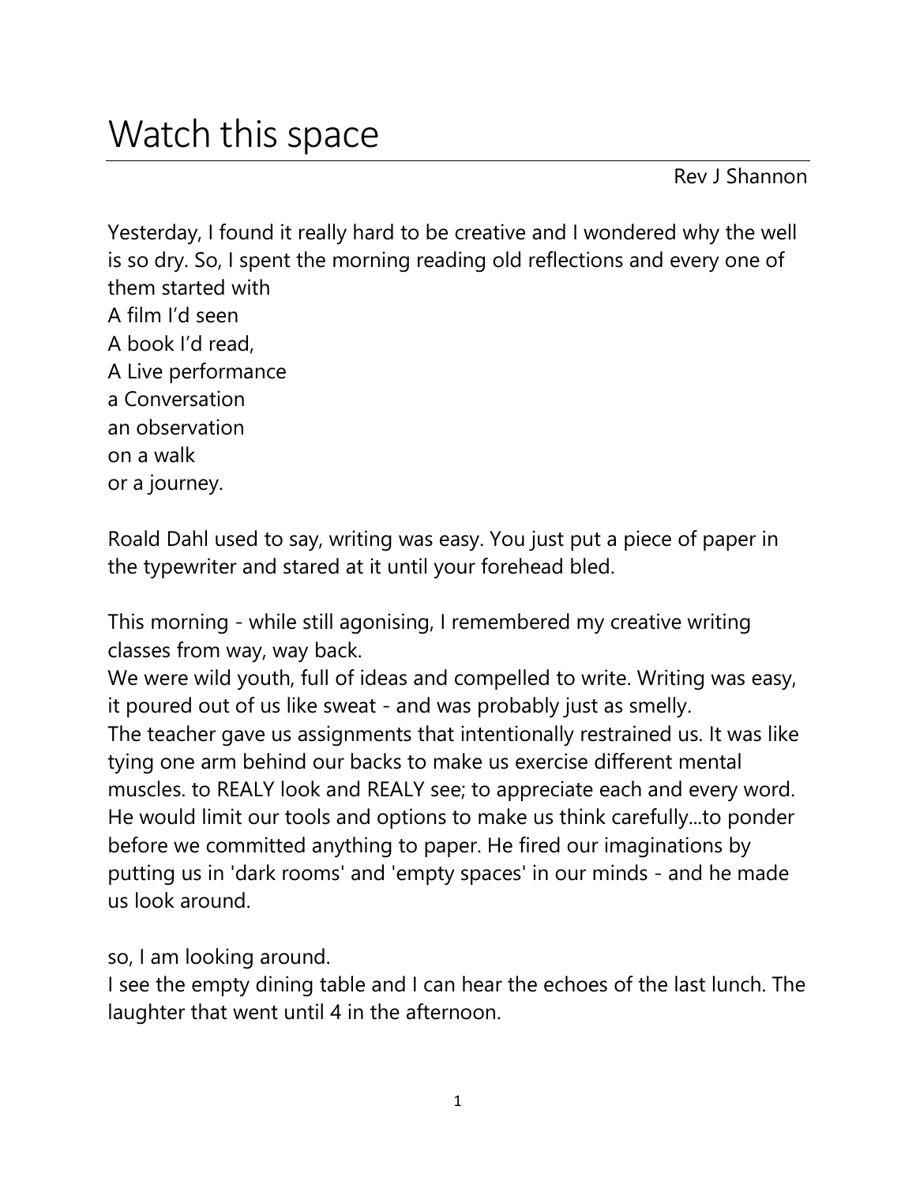# Watch this space

Rev J Shannon

Yesterday, I found it really hard to be creative and I wondered why the well is so dry. So, I spent the morning reading old reflections and every one of them started with  
A film I'd seen  
A book I'd read,  
A Live performance  
a Conversation  
an observation  
on a walk  
or a journey.

Roald Dahl used to say, writing was easy. You just put a piece of paper in the typewriter and stared at it until your forehead bled.

This morning - while still agonising, I remembered my creative writing classes from way, way back.  
We were wild youth, full of ideas and compelled to write. Writing was easy, it poured out of us like sweat - and was probably just as smelly.  
The teacher gave us assignments that intentionally restrained us. It was like tying one arm behind our backs to make us exercise different mental muscles. to REALY look and REALY see; to appreciate each and every word. He would limit our tools and options to make us think carefully...to ponder before we committed anything to paper. He fired our imaginations by putting us in 'dark rooms' and 'empty spaces' in our minds - and he made us look around.

so, I am looking around.  
I see the empty dining table and I can hear the echoes of the last lunch. The laughter that went until 4 in the afternoon.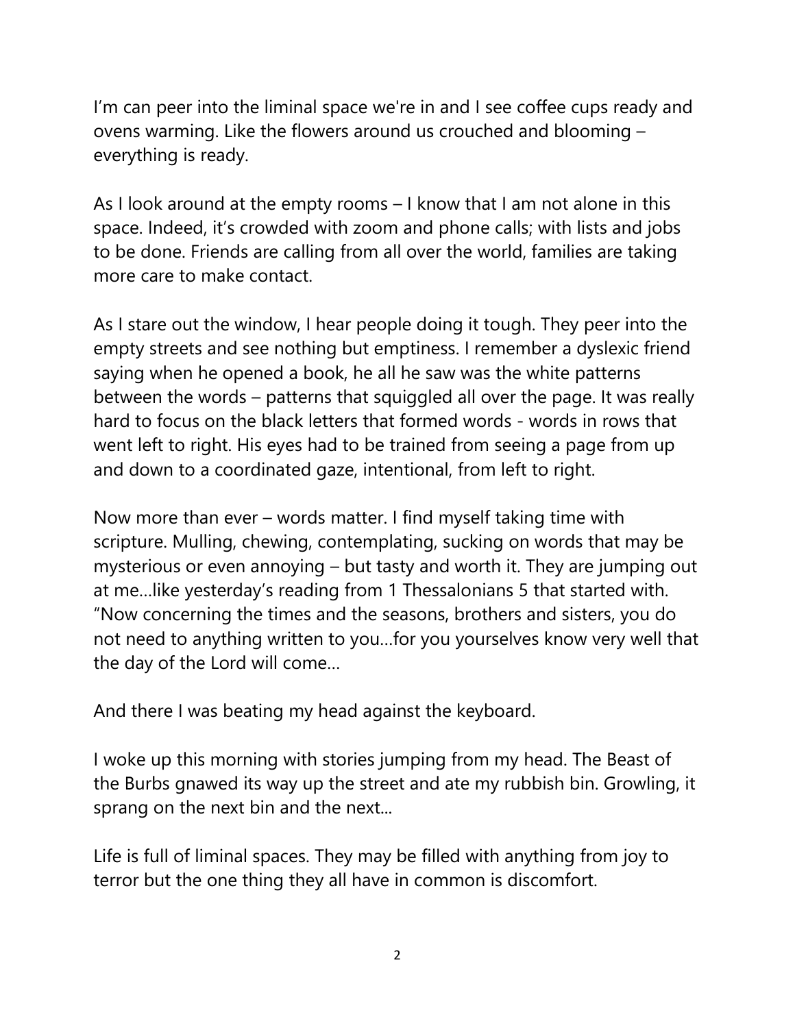I'm can peer into the liminal space we're in and I see coffee cups ready and ovens warming. Like the flowers around us crouched and blooming – everything is ready.

As I look around at the empty rooms – I know that I am not alone in this space. Indeed, it's crowded with zoom and phone calls; with lists and jobs to be done. Friends are calling from all over the world, families are taking more care to make contact.

As I stare out the window, I hear people doing it tough. They peer into the empty streets and see nothing but emptiness. I remember a dyslexic friend saying when he opened a book, he all he saw was the white patterns between the words – patterns that squiggled all over the page. It was really hard to focus on the black letters that formed words - words in rows that went left to right. His eyes had to be trained from seeing a page from up and down to a coordinated gaze, intentional, from left to right.

Now more than ever – words matter. I find myself taking time with scripture. Mulling, chewing, contemplating, sucking on words that may be mysterious or even annoying – but tasty and worth it. They are jumping out at me…like yesterday's reading from 1 Thessalonians 5 that started with. "Now concerning the times and the seasons, brothers and sisters, you do not need to anything written to you…for you yourselves know very well that the day of the Lord will come…

And there I was beating my head against the keyboard.

I woke up this morning with stories jumping from my head. The Beast of the Burbs gnawed its way up the street and ate my rubbish bin. Growling, it sprang on the next bin and the next...

Life is full of liminal spaces. They may be filled with anything from joy to terror but the one thing they all have in common is discomfort.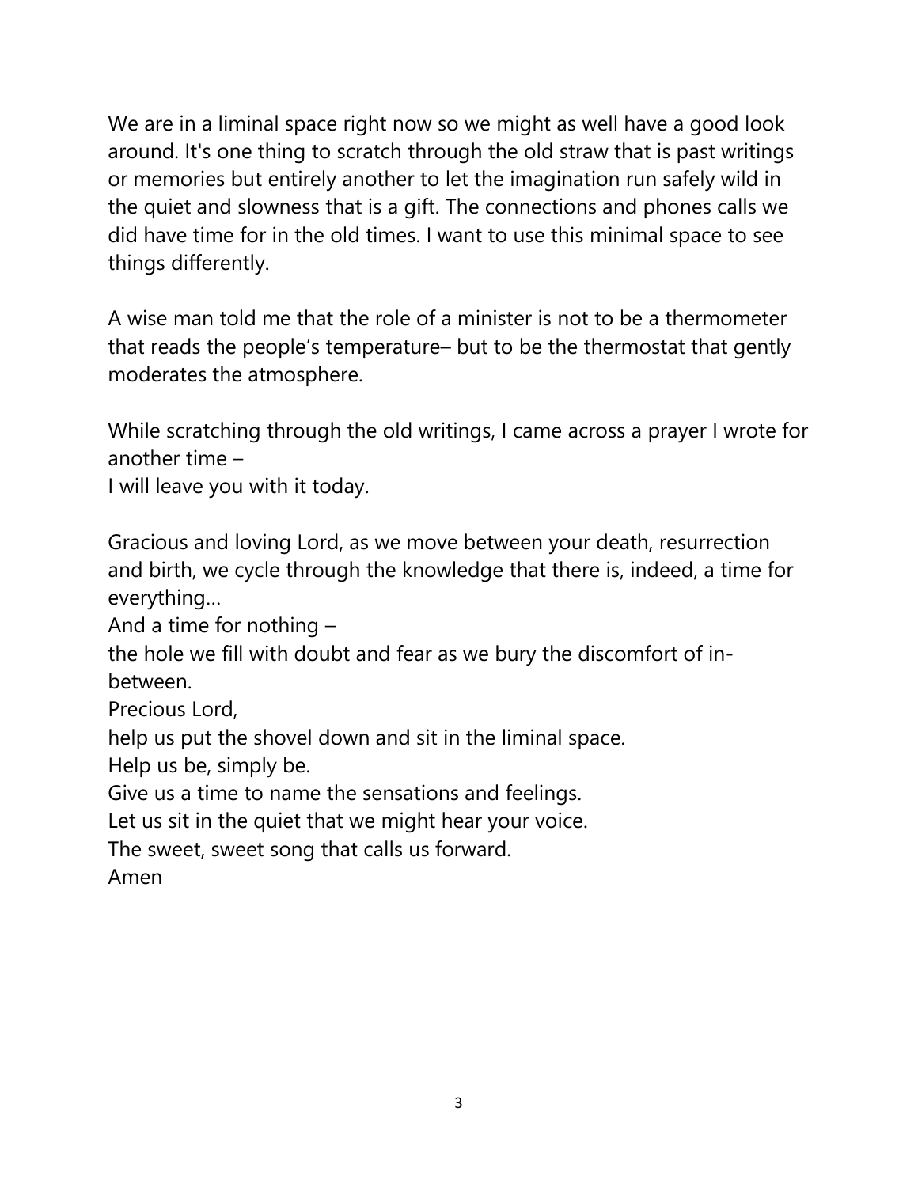We are in a liminal space right now so we might as well have a good look around. It's one thing to scratch through the old straw that is past writings or memories but entirely another to let the imagination run safely wild in the quiet and slowness that is a gift. The connections and phones calls we did have time for in the old times. I want to use this minimal space to see things differently.

A wise man told me that the role of a minister is not to be a thermometer that reads the people's temperature– but to be the thermostat that gently moderates the atmosphere.

While scratching through the old writings, I came across a prayer I wrote for another time –
I will leave you with it today.

Gracious and loving Lord, as we move between your death, resurrection and birth, we cycle through the knowledge that there is, indeed, a time for everything…
And a time for nothing –
the hole we fill with doubt and fear as we bury the discomfort of in-between.
Precious Lord,
help us put the shovel down and sit in the liminal space.
Help us be, simply be.
Give us a time to name the sensations and feelings.
Let us sit in the quiet that we might hear your voice.
The sweet, sweet song that calls us forward.
Amen